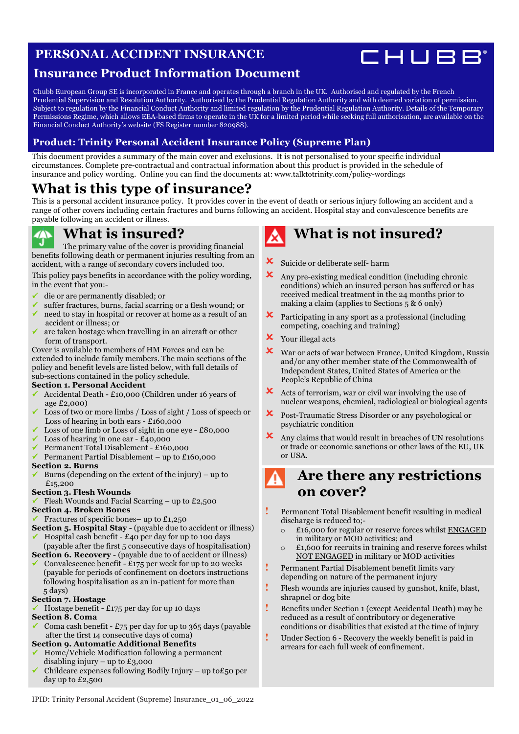# PERSONAL ACCIDENT INSURANCE

## Insurance Product Information Document

CHUBB®

Chubb European Group SE is incorporated in France and operates through a branch in the UK. Authorised and regulated by the French Prudential Supervision and Resolution Authority. Authorised by the Prudential Regulation Authority and with deemed variation of permission. Subject to regulation by the Financial Conduct Authority and limited regulation by the Prudential Regulation Authority. Details of the Temporary Permissions Regime, which allows EEA-based firms to operate in the UK for a limited period while seeking full authorisation, are available on the Financial Conduct Authority's website (FS Register number 820988).

### Product: Trinity Personal Accident Insurance Policy (Supreme Plan)

This document provides a summary of the main cover and exclusions. It is not personalised to your specific individual circumstances. Complete pre-contractual and contractual information about this product is provided in the schedule of insurance and policy wording. Online you can find the documents at: www.talktotrinity.com/policy-wordings

## What is this type of insurance?

This is a personal accident insurance policy. It provides cover in the event of death or serious injury following an accident and a range of other covers including certain fractures and burns following an accident. Hospital stay and convalescence benefits are payable following an accident or illness.

## What is insured?

The primary value of the cover is providing financial benefits following death or permanent injuries resulting from an accident, with a range of secondary covers included too.

This policy pays benefits in accordance with the policy wording, in the event that you:-

- ✓ die or are permanently disabled; or
- ✓ suffer fractures, burns, facial scarring or a flesh wound; or
- ✓ need to stay in hospital or recover at home as a result of an accident or illness; or
- ✓ are taken hostage when travelling in an aircraft or other form of transport.

Cover is available to members of HM Forces and can be extended to include family members. The main sections of the policy and benefit levels are listed below, with full details of sub-sections contained in the policy schedule.

**Section 1. Personal Accident**

- ✓ Accidental Death - £10,000 (Children under 16 years of age £2,000)
- ✓ Loss of two or more limbs / Loss of sight / Loss of speech or Loss of hearing in both ears - £160,000
- ✓ Loss of one limb or Loss of sight in one eye - £80,000
- ✓ Loss of hearing in one ear - £40,000
- ✓ Permanent Total Disablement - £160,000
- ✓ Permanent Partial Disablement – up to £160,000

**Section 2. Burns**

- ✓ Burns (depending on the extent of the injury) – up to £15,200

**Section 3. Flesh Wounds**

- ✓ Flesh Wounds and Facial Scarring – up to £2,500

**Section 4. Broken Bones**

- ✓ Fractures of specific bones– up to £1,250

**Section 5. Hospital Stay -** (payable due to accident or illness)

- ✓ Hospital cash benefit - £40 per day for up to 100 days (payable after the first 5 consecutive days of hospitalisation)

**Section 6. Recovery -** (payable due to of accident or illness)

- ✓ Convalescence benefit - £175 per week for up to 20 weeks (payable for periods of confinement on doctors instructions following hospitalisation as an in-patient for more than 5 days)

**Section 7. Hostage**

- ✓ Hostage benefit - £175 per day for up 10 days

**Section 8. Coma**

- ✓ Coma cash benefit - £75 per day for up to 365 days (payable after the first 14 consecutive days of coma)

**Section 9. Automatic Additional Benefits**

- ✓ Home/Vehicle Modification following a permanent disabling injury – up to £3,000
- ✓ Childcare expenses following Bodily Injury – up to£50 per day up to £2,500

## What is not insured?

- ✗ Suicide or deliberate self- harm
- ✗ Any pre-existing medical condition (including chronic conditions) which an insured person has suffered or has received medical treatment in the 24 months prior to making a claim (applies to Sections 5 & 6 only)
- ✗ Participating in any sport as a professional (including competing, coaching and training)
- ✗ Your illegal acts
- ✗ War or acts of war between France, United Kingdom, Russia and/or any other member state of the Commonwealth of Independent States, United States of America or the People's Republic of China
- ✗ Acts of terrorism, war or civil war involving the use of nuclear weapons, chemical, radiological or biological agents
- ✗ Post-Traumatic Stress Disorder or any psychological or psychiatric condition
- ✗ Any claims that would result in breaches of UN resolutions or trade or economic sanctions or other laws of the EU, UK or USA.

## Are there any restrictions on cover?

- ! Permanent Total Disablement benefit resulting in medical discharge is reduced to;-
  - £16,000 for regular or reserve forces whilst ENGAGED in military or MOD activities; and
  - £1,600 for recruits in training and reserve forces whilst NOT ENGAGED in military or MOD activities
- ! Permanent Partial Disablement benefit limits vary depending on nature of the permanent injury
- ! Flesh wounds are injuries caused by gunshot, knife, blast, shrapnel or dog bite
- ! Benefits under Section 1 (except Accidental Death) may be reduced as a result of contributory or degenerative conditions or disabilities that existed at the time of injury
- ! Under Section 6 - Recovery the weekly benefit is paid in arrears for each full week of confinement.

IPID: Trinity Personal Accident (Supreme) Insurance_01_06_2022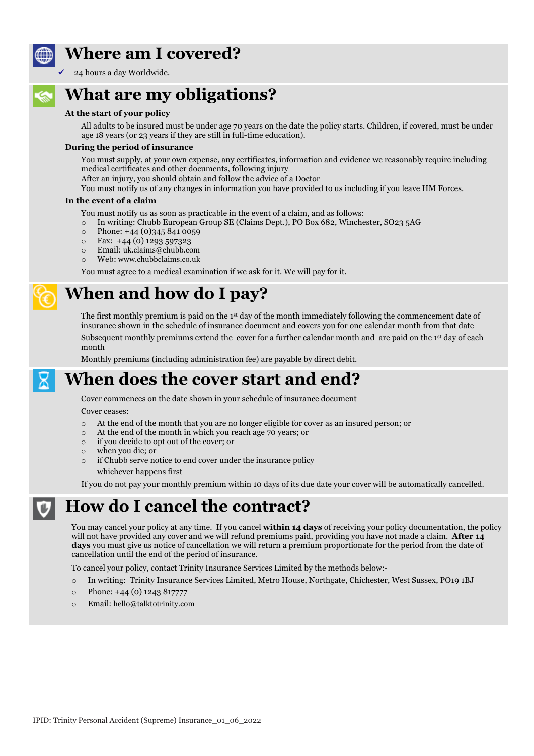## Where am I covered?

- ✓ 24 hours a day Worldwide.

## What are my obligations?

**At the start of your policy**

All adults to be insured must be under age 70 years on the date the policy starts. Children, if covered, must be under age 18 years (or 23 years if they are still in full-time education).

**During the period of insurance**

You must supply, at your own expense, any certificates, information and evidence we reasonably require including medical certificates and other documents, following injury
After an injury, you should obtain and follow the advice of a Doctor
You must notify us of any changes in information you have provided to us including if you leave HM Forces.

**In the event of a claim**

You must notify us as soon as practicable in the event of a claim, and as follows:

- In writing: Chubb European Group SE (Claims Dept.), PO Box 682, Winchester, SO23 5AG
- Phone: +44 (0)345 841 0059
- Fax: +44 (0) 1293 597323
- Email: uk.claims@chubb.com
- Web: www.chubbclaims.co.uk

You must agree to a medical examination if we ask for it. We will pay for it.

## When and how do I pay?

The first monthly premium is paid on the 1st day of the month immediately following the commencement date of insurance shown in the schedule of insurance document and covers you for one calendar month from that date

Subsequent monthly premiums extend the cover for a further calendar month and are paid on the 1st day of each month

Monthly premiums (including administration fee) are payable by direct debit.

## When does the cover start and end?

Cover commences on the date shown in your schedule of insurance document

Cover ceases:

- At the end of the month that you are no longer eligible for cover as an insured person; or
- At the end of the month in which you reach age 70 years; or
- if you decide to opt out of the cover; or
- when you die; or
- if Chubb serve notice to end cover under the insurance policy

  whichever happens first

If you do not pay your monthly premium within 10 days of its due date your cover will be automatically cancelled.

## How do I cancel the contract?

You may cancel your policy at any time. If you cancel **within 14 days** of receiving your policy documentation, the policy will not have provided any cover and we will refund premiums paid, providing you have not made a claim. **After 14 days** you must give us notice of cancellation we will return a premium proportionate for the period from the date of cancellation until the end of the period of insurance.

To cancel your policy, contact Trinity Insurance Services Limited by the methods below:-

- In writing: Trinity Insurance Services Limited, Metro House, Northgate, Chichester, West Sussex, PO19 1BJ
- Phone: +44 (0) 1243 817777
- Email: hello@talktotrinity.com

IPID: Trinity Personal Accident (Supreme) Insurance_01_06_2022